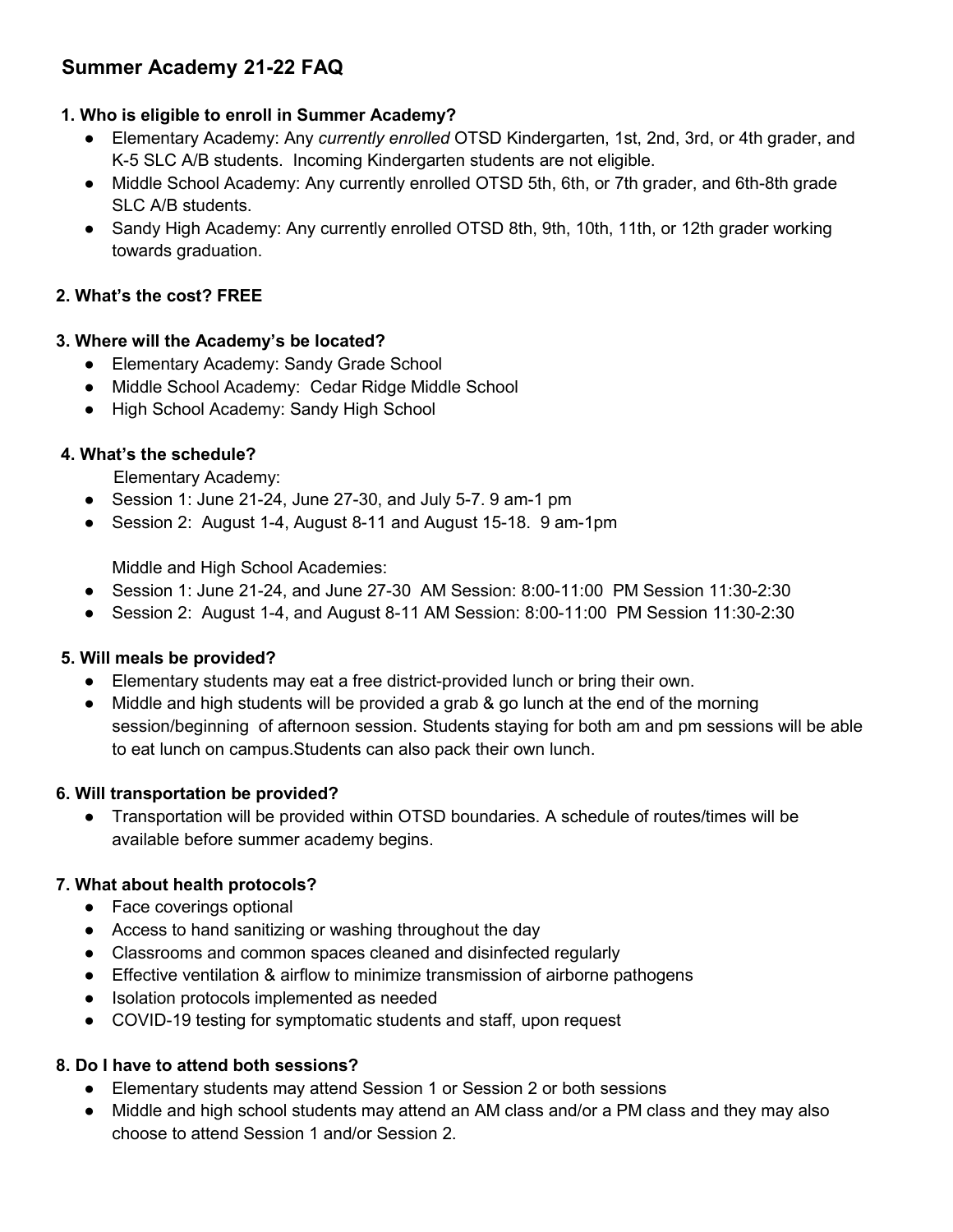# Summer Academy 21-22 FAQ

**1. Who is eligible to enroll in Summer Academy?**

- Elementary Academy: Any *currently enrolled* OTSD Kindergarten, 1st, 2nd, 3rd, or 4th grader, and K-5 SLC A/B students. Incoming Kindergarten students are not eligible.
- Middle School Academy: Any currently enrolled OTSD 5th, 6th, or 7th grader, and 6th-8th grade SLC A/B students.
- Sandy High Academy: Any currently enrolled OTSD 8th, 9th, 10th, 11th, or 12th grader working towards graduation.

**2. What's the cost? FREE**

**3. Where will the Academy's be located?**

- Elementary Academy: Sandy Grade School
- Middle School Academy: Cedar Ridge Middle School
- High School Academy: Sandy High School

**4. What's the schedule?**

Elementary Academy:

- Session 1: June 21-24, June 27-30, and July 5-7. 9 am-1 pm
- Session 2: August 1-4, August 8-11 and August 15-18. 9 am-1pm

Middle and High School Academies:

- Session 1: June 21-24, and June 27-30 AM Session: 8:00-11:00 PM Session 11:30-2:30
- Session 2: August 1-4, and August 8-11 AM Session: 8:00-11:00 PM Session 11:30-2:30

**5. Will meals be provided?**

- Elementary students may eat a free district-provided lunch or bring their own.
- Middle and high students will be provided a grab & go lunch at the end of the morning session/beginning of afternoon session. Students staying for both am and pm sessions will be able to eat lunch on campus.Students can also pack their own lunch.

**6. Will transportation be provided?**

- Transportation will be provided within OTSD boundaries. A schedule of routes/times will be available before summer academy begins.

**7. What about health protocols?**

- Face coverings optional
- Access to hand sanitizing or washing throughout the day
- Classrooms and common spaces cleaned and disinfected regularly
- Effective ventilation & airflow to minimize transmission of airborne pathogens
- Isolation protocols implemented as needed
- COVID-19 testing for symptomatic students and staff, upon request

**8. Do I have to attend both sessions?**

- Elementary students may attend Session 1 or Session 2 or both sessions
- Middle and high school students may attend an AM class and/or a PM class and they may also choose to attend Session 1 and/or Session 2.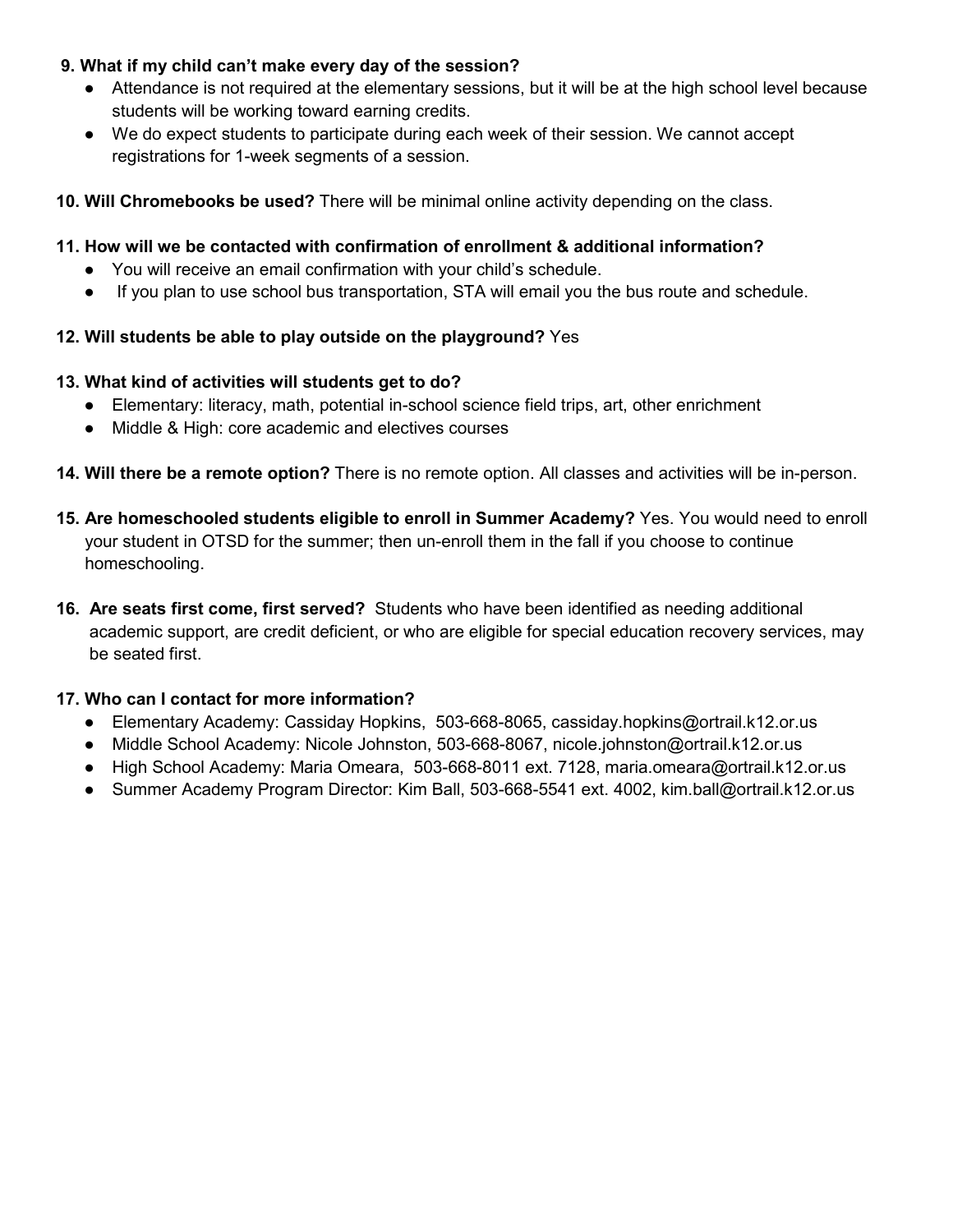**9. What if my child can't make every day of the session?**

- Attendance is not required at the elementary sessions, but it will be at the high school level because students will be working toward earning credits.
- We do expect students to participate during each week of their session. We cannot accept registrations for 1-week segments of a session.

**10. Will Chromebooks be used?** There will be minimal online activity depending on the class.

**11. How will we be contacted with confirmation of enrollment & additional information?**

- You will receive an email confirmation with your child's schedule.
- If you plan to use school bus transportation, STA will email you the bus route and schedule.

**12. Will students be able to play outside on the playground?** Yes

**13. What kind of activities will students get to do?**

- Elementary: literacy, math, potential in-school science field trips, art, other enrichment
- Middle & High: core academic and electives courses

**14. Will there be a remote option?** There is no remote option. All classes and activities will be in-person.

**15. Are homeschooled students eligible to enroll in Summer Academy?** Yes. You would need to enroll your student in OTSD for the summer; then un-enroll them in the fall if you choose to continue homeschooling.

**16. Are seats first come, first served?** Students who have been identified as needing additional academic support, are credit deficient, or who are eligible for special education recovery services, may be seated first.

**17. Who can I contact for more information?**

- Elementary Academy: Cassiday Hopkins, 503-668-8065, cassiday.hopkins@ortrail.k12.or.us
- Middle School Academy: Nicole Johnston, 503-668-8067, nicole.johnston@ortrail.k12.or.us
- High School Academy: Maria Omeara, 503-668-8011 ext. 7128, maria.omeara@ortrail.k12.or.us
- Summer Academy Program Director: Kim Ball, 503-668-5541 ext. 4002, kim.ball@ortrail.k12.or.us